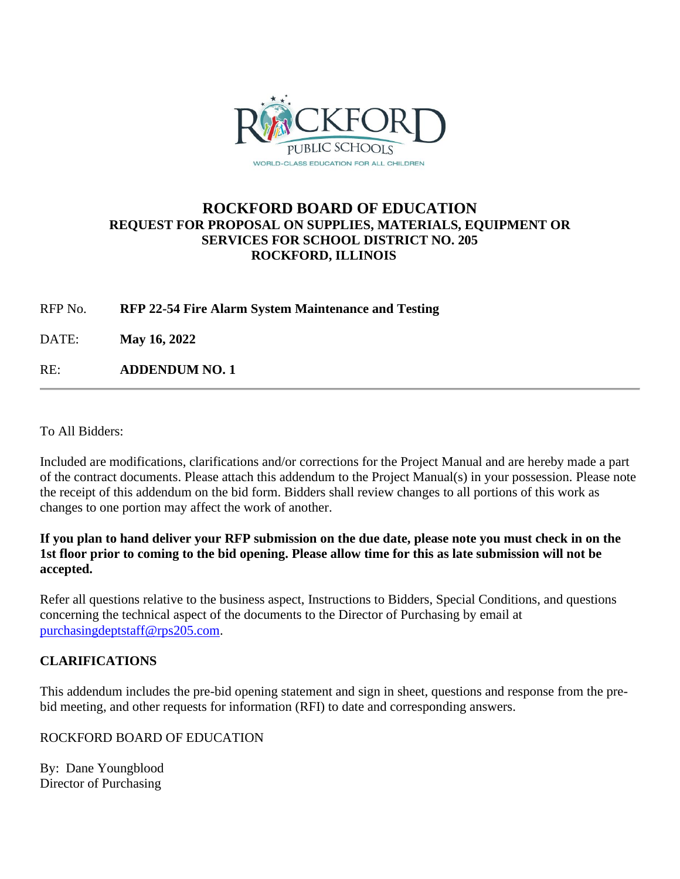# ROCKFORD BOARD OF EDUCATION

## REQUEST FOR PROPOSAL ON SUPPLIES, MATERIALS, EQUIPMENT OR SERVICES FOR SCHOOL DISTRICT NO. 205 ROCKFORD, ILLINOIS

RFP No. **RFP 22-54 Fire Alarm System Maintenance and Testing**

DATE: **May 16, 2022**

RE: **ADDENDUM NO. 1**

---

To All Bidders:

Included are modifications, clarifications and/or corrections for the Project Manual and are hereby made a part of the contract documents. Please attach this addendum to the Project Manual(s) in your possession. Please note the receipt of this addendum on the bid form. Bidders shall review changes to all portions of this work as changes to one portion may affect the work of another.

**If you plan to hand deliver your RFP submission on the due date, please note you must check in on the 1st floor prior to coming to the bid opening. Please allow time for this as late submission will not be accepted.**

Refer all questions relative to the business aspect, Instructions to Bidders, Special Conditions, and questions concerning the technical aspect of the documents to the Director of Purchasing by email at purchasingdeptstaff@rps205.com.

**CLARIFICATIONS**

This addendum includes the pre-bid opening statement and sign in sheet, questions and response from the pre-bid meeting, and other requests for information (RFI) to date and corresponding answers.

ROCKFORD BOARD OF EDUCATION

By: Dane Youngblood
Director of Purchasing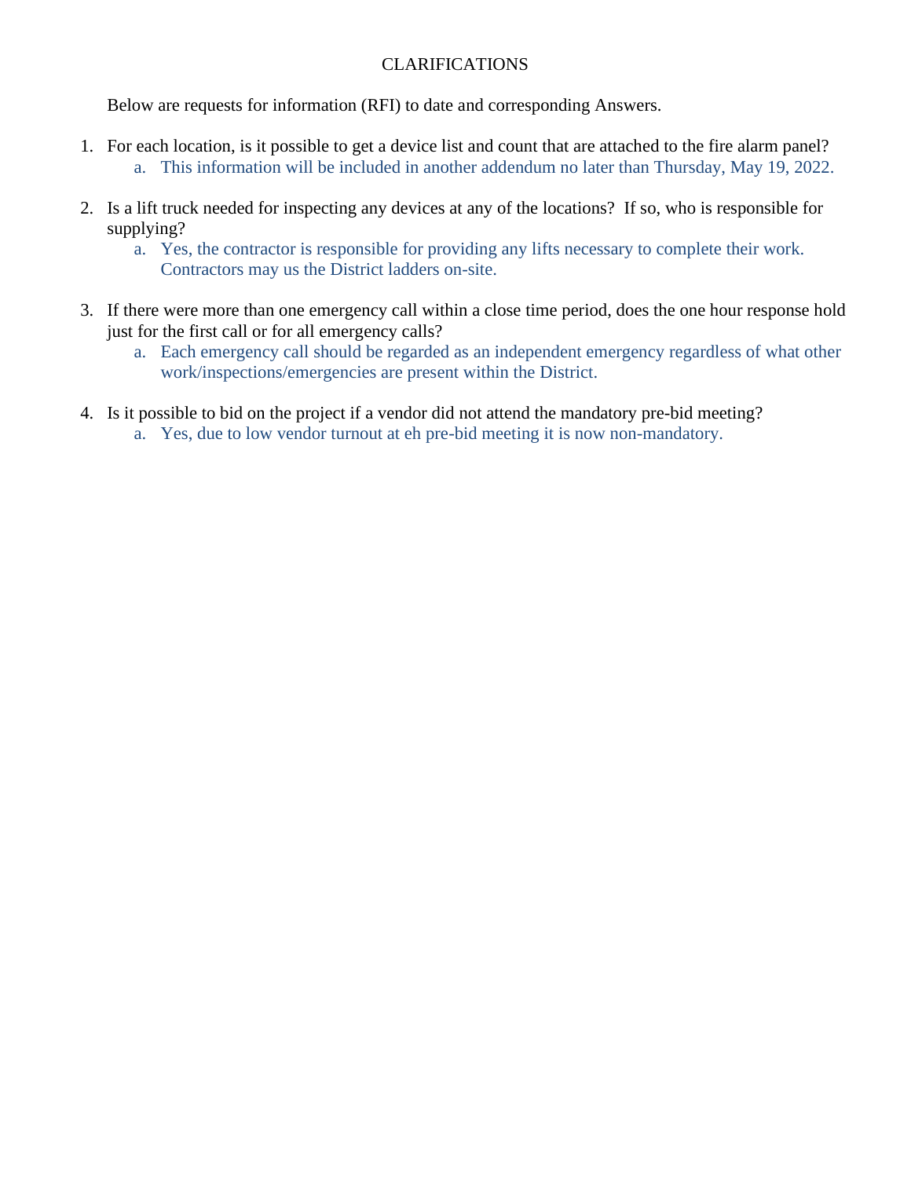# CLARIFICATIONS

Below are requests for information (RFI) to date and corresponding Answers.

1. For each location, is it possible to get a device list and count that are attached to the fire alarm panel?
   a. This information will be included in another addendum no later than Thursday, May 19, 2022.

2. Is a lift truck needed for inspecting any devices at any of the locations? If so, who is responsible for supplying?
   a. Yes, the contractor is responsible for providing any lifts necessary to complete their work. Contractors may us the District ladders on-site.

3. If there were more than one emergency call within a close time period, does the one hour response hold just for the first call or for all emergency calls?
   a. Each emergency call should be regarded as an independent emergency regardless of what other work/inspections/emergencies are present within the District.

4. Is it possible to bid on the project if a vendor did not attend the mandatory pre-bid meeting?
   a. Yes, due to low vendor turnout at eh pre-bid meeting it is now non-mandatory.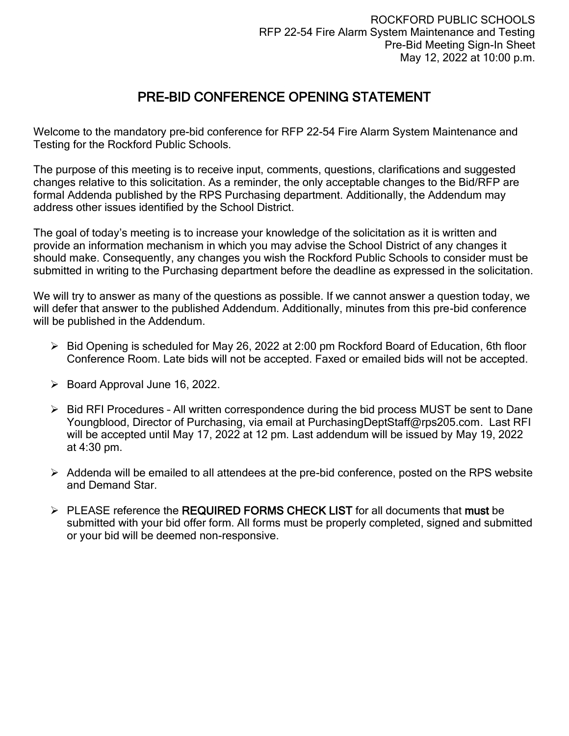ROCKFORD PUBLIC SCHOOLS
RFP 22-54 Fire Alarm System Maintenance and Testing
Pre-Bid Meeting Sign-In Sheet
May 12, 2022 at 10:00 p.m.

# PRE-BID CONFERENCE OPENING STATEMENT

Welcome to the mandatory pre-bid conference for RFP 22-54 Fire Alarm System Maintenance and Testing for the Rockford Public Schools.

The purpose of this meeting is to receive input, comments, questions, clarifications and suggested changes relative to this solicitation. As a reminder, the only acceptable changes to the Bid/RFP are formal Addenda published by the RPS Purchasing department. Additionally, the Addendum may address other issues identified by the School District.

The goal of today's meeting is to increase your knowledge of the solicitation as it is written and provide an information mechanism in which you may advise the School District of any changes it should make. Consequently, any changes you wish the Rockford Public Schools to consider must be submitted in writing to the Purchasing department before the deadline as expressed in the solicitation.

We will try to answer as many of the questions as possible. If we cannot answer a question today, we will defer that answer to the published Addendum. Additionally, minutes from this pre-bid conference will be published in the Addendum.

- Bid Opening is scheduled for May 26, 2022 at 2:00 pm Rockford Board of Education, 6th floor Conference Room. Late bids will not be accepted. Faxed or emailed bids will not be accepted.
- Board Approval June 16, 2022.
- Bid RFI Procedures – All written correspondence during the bid process MUST be sent to Dane Youngblood, Director of Purchasing, via email at PurchasingDeptStaff@rps205.com. Last RFI will be accepted until May 17, 2022 at 12 pm. Last addendum will be issued by May 19, 2022 at 4:30 pm.
- Addenda will be emailed to all attendees at the pre-bid conference, posted on the RPS website and Demand Star.
- PLEASE reference the **REQUIRED FORMS CHECK LIST** for all documents that **must** be submitted with your bid offer form. All forms must be properly completed, signed and submitted or your bid will be deemed non-responsive.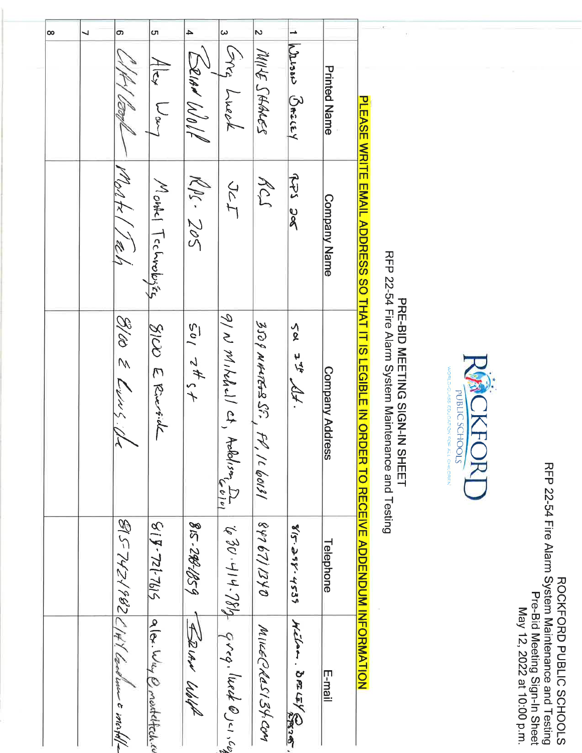ROCKFORD PUBLIC SCHOOLS
RFP 22-54 Fire Alarm System Maintenance and Testing
Pre-Bid Meeting Sign-In Sheet
May 12, 2022 at 10:00 p.m.

ROCKFORD PUBLIC SCHOOLS
WORLD-CLASS EDUCATION FOR ALL CHILDREN

## PRE-BID MEETING SIGN-IN SHEET

RFP 22-54 Fire Alarm System Maintenance and Testing

**PLEASE WRITE EMAIL ADDRESS SO THAT IT IS LEGIBLE IN ORDER TO RECEIVE ADDENDUM INFORMATION**

| | Printed Name | Company Name | Company Address | Telephone | E-mail |
|---|---|---|---|---|---|
| 1 | Nelson Bailey | RPS 205 | 501 7th St. | 815-258-4535 | Nelson.Bailey@rps205. |
| 2 | Mike Sharles | RCS | 3509 Mastoor St., FP, IL 60181 | 8476711340 | MikeCRCS134.com |
| 3 | Greg Lueck | JCI | 9/N Mitchell ct, Addison IL 60101 | 630-414-7814 | greg.lueck@jci.com |
| 4 | Brian Wolf | RPS. 205 | 501 7th St | 815-298-1859 | Brian Wolf |
| 5 | Alex Way | Mortal Technologies | 8100 E Riverside | 815-721-7615 | alex.way@mortaltech.co |
| 6 | Clifford | Mortal Tech | 8100 E Riverside | 815-742-1982 | Clifford@mortalte |
| 7 | | | | | |
| 8 | | | | | |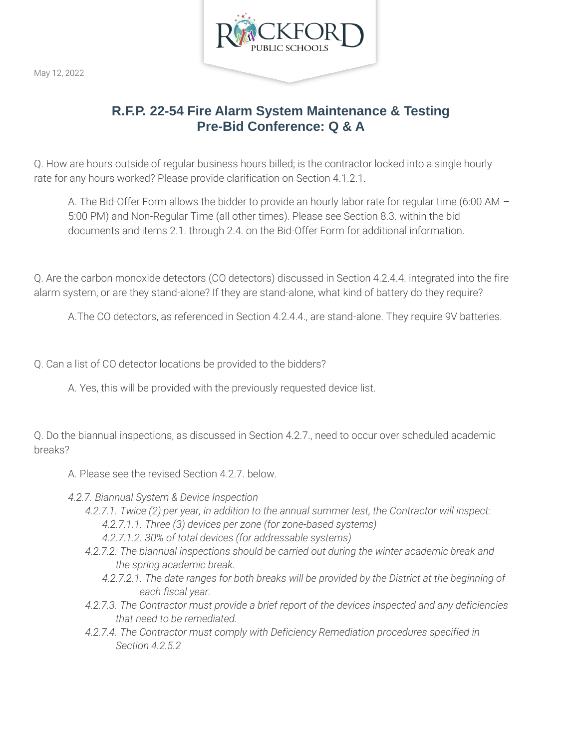May 12, 2022

## R.F.P. 22-54 Fire Alarm System Maintenance & Testing
## Pre-Bid Conference: Q & A

Q. How are hours outside of regular business hours billed; is the contractor locked into a single hourly rate for any hours worked? Please provide clarification on Section 4.1.2.1.

> A. The Bid-Offer Form allows the bidder to provide an hourly labor rate for regular time (6:00 AM – 5:00 PM) and Non-Regular Time (all other times). Please see Section 8.3. within the bid documents and items 2.1. through 2.4. on the Bid-Offer Form for additional information.

Q. Are the carbon monoxide detectors (CO detectors) discussed in Section 4.2.4.4. integrated into the fire alarm system, or are they stand-alone? If they are stand-alone, what kind of battery do they require?

> A.The CO detectors, as referenced in Section 4.2.4.4., are stand-alone. They require 9V batteries.

Q. Can a list of CO detector locations be provided to the bidders?

> A. Yes, this will be provided with the previously requested device list.

Q. Do the biannual inspections, as discussed in Section 4.2.7., need to occur over scheduled academic breaks?

> A. Please see the revised Section 4.2.7. below.
>
> *4.2.7. Biannual System & Device Inspection*
> - *4.2.7.1. Twice (2) per year, in addition to the annual summer test, the Contractor will inspect:*
>   - *4.2.7.1.1. Three (3) devices per zone (for zone-based systems)*
>   - *4.2.7.1.2. 30% of total devices (for addressable systems)*
> - *4.2.7.2. The biannual inspections should be carried out during the winter academic break and the spring academic break.*
>   - *4.2.7.2.1. The date ranges for both breaks will be provided by the District at the beginning of each fiscal year.*
> - *4.2.7.3. The Contractor must provide a brief report of the devices inspected and any deficiencies that need to be remediated.*
> - *4.2.7.4. The Contractor must comply with Deficiency Remediation procedures specified in Section 4.2.5.2*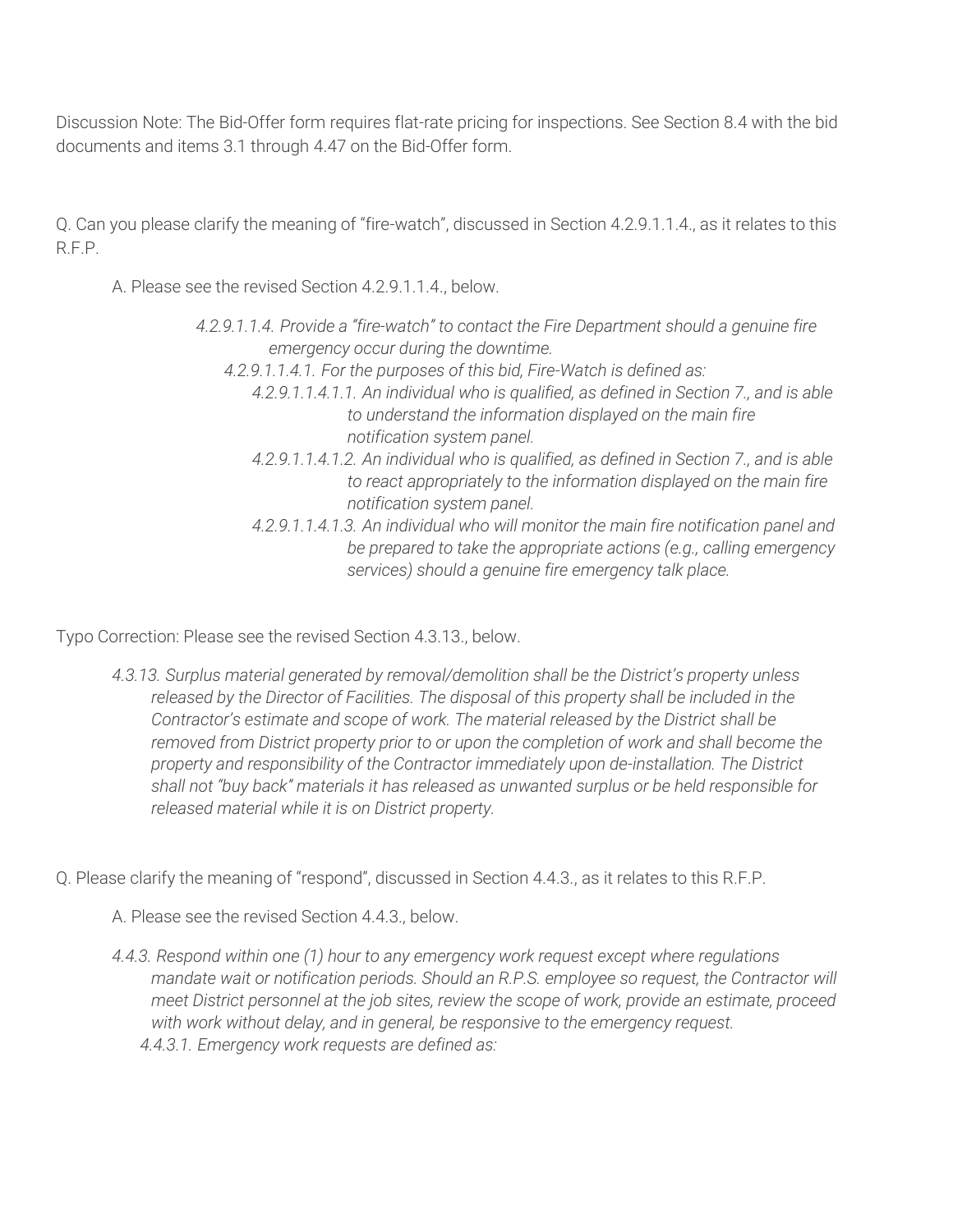Discussion Note: The Bid-Offer form requires flat-rate pricing for inspections. See Section 8.4 with the bid documents and items 3.1 through 4.47 on the Bid-Offer form.

Q. Can you please clarify the meaning of "fire-watch", discussed in Section 4.2.9.1.1.4., as it relates to this R.F.P.

> A. Please see the revised Section 4.2.9.1.1.4., below.
>
> *4.2.9.1.1.4. Provide a "fire-watch" to contact the Fire Department should a genuine fire emergency occur during the downtime.*
>
> - *4.2.9.1.1.4.1. For the purposes of this bid, Fire-Watch is defined as:*
>   - *4.2.9.1.1.4.1.1. An individual who is qualified, as defined in Section 7., and is able to understand the information displayed on the main fire notification system panel.*
>   - *4.2.9.1.1.4.1.2. An individual who is qualified, as defined in Section 7., and is able to react appropriately to the information displayed on the main fire notification system panel.*
>   - *4.2.9.1.1.4.1.3. An individual who will monitor the main fire notification panel and be prepared to take the appropriate actions (e.g., calling emergency services) should a genuine fire emergency talk place.*

Typo Correction: Please see the revised Section 4.3.13., below.

> *4.3.13. Surplus material generated by removal/demolition shall be the District's property unless released by the Director of Facilities. The disposal of this property shall be included in the Contractor's estimate and scope of work. The material released by the District shall be removed from District property prior to or upon the completion of work and shall become the property and responsibility of the Contractor immediately upon de-installation. The District shall not "buy back" materials it has released as unwanted surplus or be held responsible for released material while it is on District property.*

Q. Please clarify the meaning of "respond", discussed in Section 4.4.3., as it relates to this R.F.P.

> A. Please see the revised Section 4.4.3., below.
>
> *4.4.3. Respond within one (1) hour to any emergency work request except where regulations mandate wait or notification periods. Should an R.P.S. employee so request, the Contractor will meet District personnel at the job sites, review the scope of work, provide an estimate, proceed with work without delay, and in general, be responsive to the emergency request.*
>
> - *4.4.3.1. Emergency work requests are defined as:*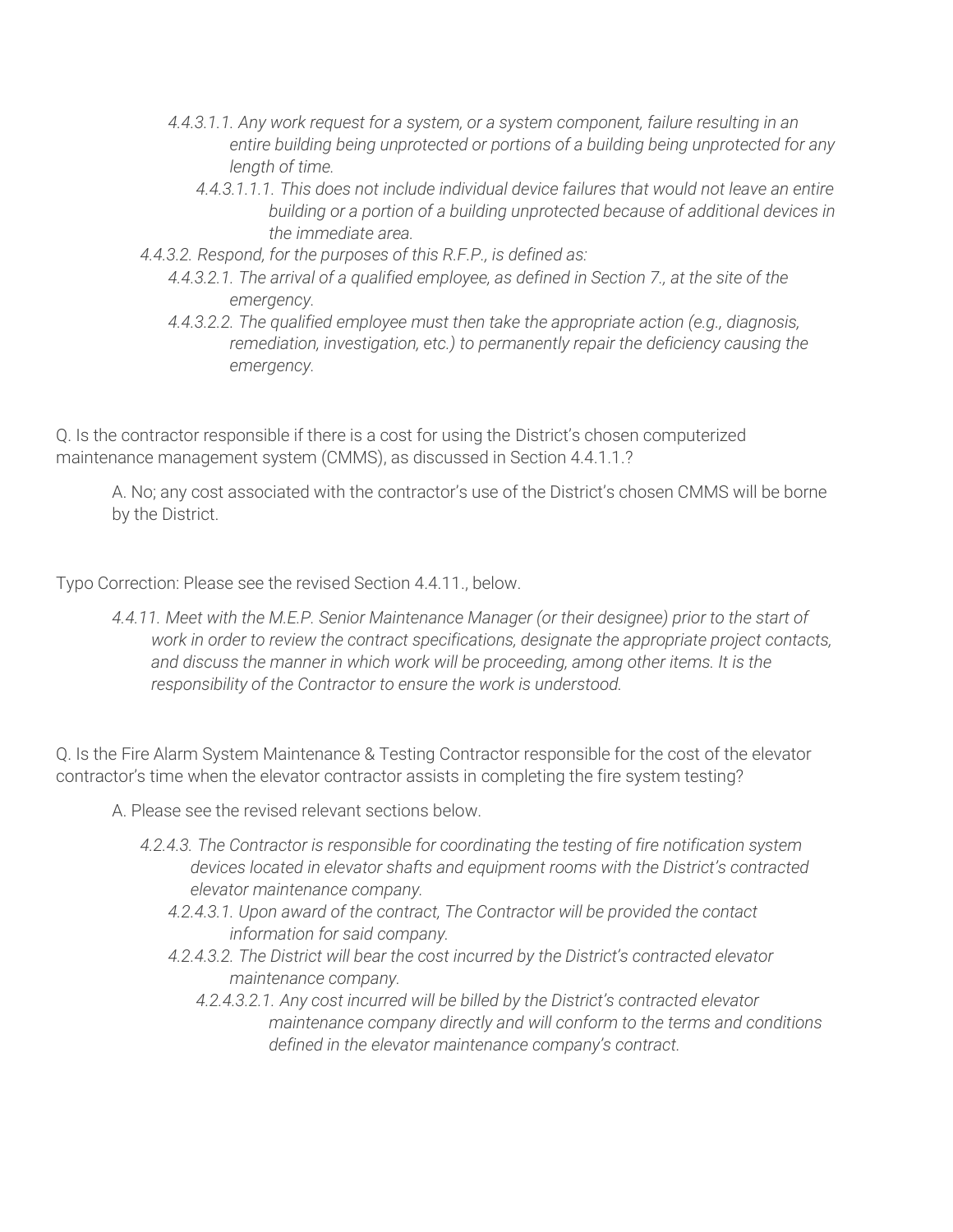*4.4.3.1.1. Any work request for a system, or a system component, failure resulting in an entire building being unprotected or portions of a building being unprotected for any length of time.*

*4.4.3.1.1.1. This does not include individual device failures that would not leave an entire building or a portion of a building unprotected because of additional devices in the immediate area.*

*4.4.3.2. Respond, for the purposes of this R.F.P., is defined as:*

*4.4.3.2.1. The arrival of a qualified employee, as defined in Section 7., at the site of the emergency.*

*4.4.3.2.2. The qualified employee must then take the appropriate action (e.g., diagnosis, remediation, investigation, etc.) to permanently repair the deficiency causing the emergency.*

Q. Is the contractor responsible if there is a cost for using the District's chosen computerized maintenance management system (CMMS), as discussed in Section 4.4.1.1.?

A. No; any cost associated with the contractor's use of the District's chosen CMMS will be borne by the District.

Typo Correction: Please see the revised Section 4.4.11., below.

*4.4.11. Meet with the M.E.P. Senior Maintenance Manager (or their designee) prior to the start of work in order to review the contract specifications, designate the appropriate project contacts, and discuss the manner in which work will be proceeding, among other items. It is the responsibility of the Contractor to ensure the work is understood.*

Q. Is the Fire Alarm System Maintenance & Testing Contractor responsible for the cost of the elevator contractor's time when the elevator contractor assists in completing the fire system testing?

A. Please see the revised relevant sections below.

*4.2.4.3. The Contractor is responsible for coordinating the testing of fire notification system devices located in elevator shafts and equipment rooms with the District's contracted elevator maintenance company.*

*4.2.4.3.1. Upon award of the contract, The Contractor will be provided the contact information for said company.*

*4.2.4.3.2. The District will bear the cost incurred by the District's contracted elevator maintenance company.*

*4.2.4.3.2.1. Any cost incurred will be billed by the District's contracted elevator maintenance company directly and will conform to the terms and conditions defined in the elevator maintenance company's contract.*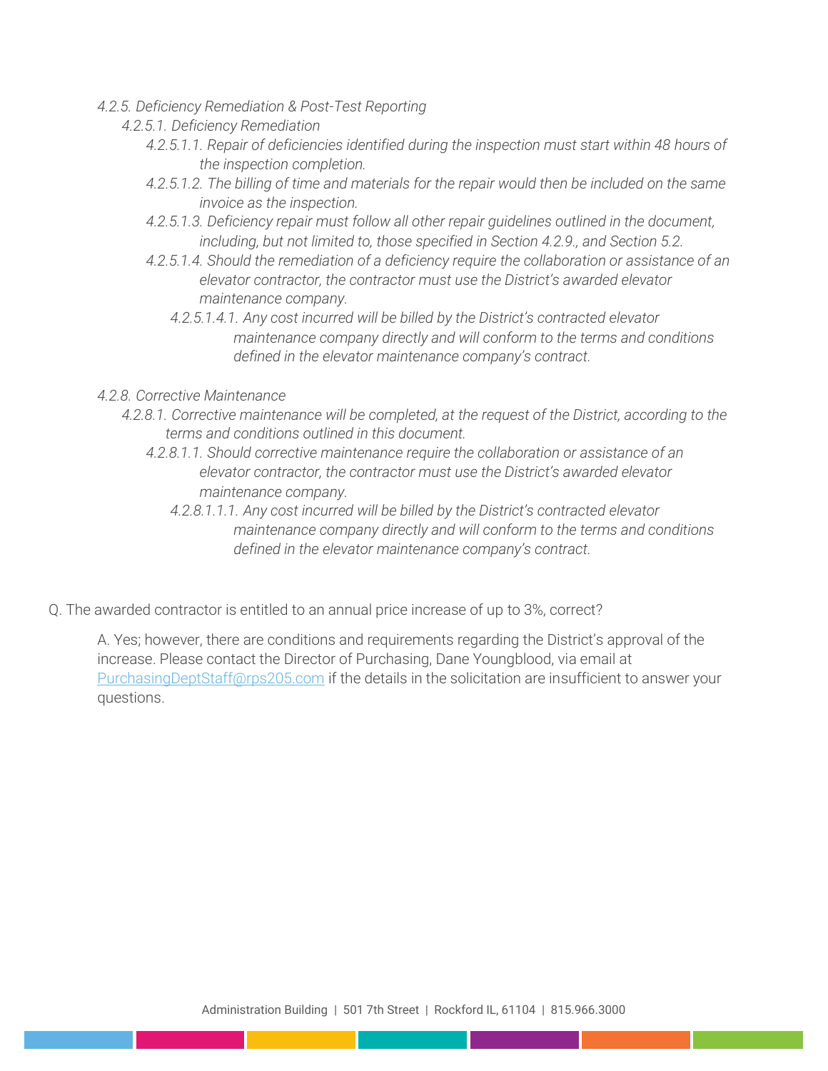*4.2.5. Deficiency Remediation & Post-Test Reporting*

*4.2.5.1. Deficiency Remediation*

*4.2.5.1.1. Repair of deficiencies identified during the inspection must start within 48 hours of the inspection completion.*

*4.2.5.1.2. The billing of time and materials for the repair would then be included on the same invoice as the inspection.*

*4.2.5.1.3. Deficiency repair must follow all other repair guidelines outlined in the document, including, but not limited to, those specified in Section 4.2.9., and Section 5.2.*

*4.2.5.1.4. Should the remediation of a deficiency require the collaboration or assistance of an elevator contractor, the contractor must use the District's awarded elevator maintenance company.*

*4.2.5.1.4.1. Any cost incurred will be billed by the District's contracted elevator maintenance company directly and will conform to the terms and conditions defined in the elevator maintenance company's contract.*

*4.2.8. Corrective Maintenance*

*4.2.8.1. Corrective maintenance will be completed, at the request of the District, according to the terms and conditions outlined in this document.*

*4.2.8.1.1. Should corrective maintenance require the collaboration or assistance of an elevator contractor, the contractor must use the District's awarded elevator maintenance company.*

*4.2.8.1.1.1. Any cost incurred will be billed by the District's contracted elevator maintenance company directly and will conform to the terms and conditions defined in the elevator maintenance company's contract.*

Q. The awarded contractor is entitled to an annual price increase of up to 3%, correct?

A. Yes; however, there are conditions and requirements regarding the District's approval of the increase. Please contact the Director of Purchasing, Dane Youngblood, via email at PurchasingDeptStaff@rps205.com if the details in the solicitation are insufficient to answer your questions.